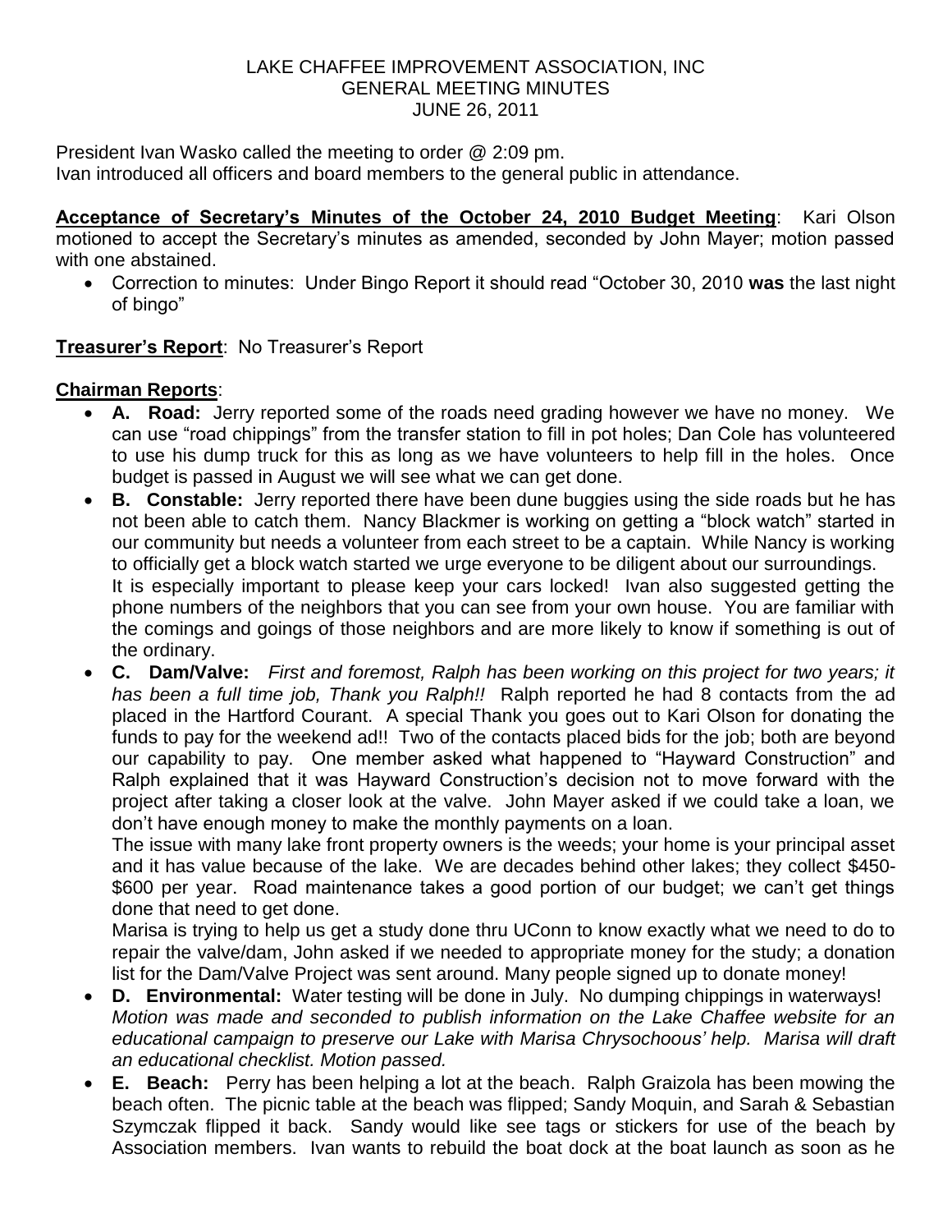LAKE CHAFFEE IMPROVEMENT ASSOCIATION, INC
GENERAL MEETING MINUTES
JUNE 26, 2011

President Ivan Wasko called the meeting to order @ 2:09 pm.
Ivan introduced all officers and board members to the general public in attendance.

**Acceptance of Secretary's Minutes of the October 24, 2010 Budget Meeting**: Kari Olson motioned to accept the Secretary's minutes as amended, seconded by John Mayer; motion passed with one abstained.

- Correction to minutes: Under Bingo Report it should read "October 30, 2010 **was** the last night of bingo"

**Treasurer's Report**: No Treasurer's Report

**Chairman Reports**:

- **A. Road:** Jerry reported some of the roads need grading however we have no money. We can use "road chippings" from the transfer station to fill in pot holes; Dan Cole has volunteered to use his dump truck for this as long as we have volunteers to help fill in the holes. Once budget is passed in August we will see what we can get done.
- **B. Constable:** Jerry reported there have been dune buggies using the side roads but he has not been able to catch them. Nancy Blackmer is working on getting a "block watch" started in our community but needs a volunteer from each street to be a captain. While Nancy is working to officially get a block watch started we urge everyone to be diligent about our surroundings.
  It is especially important to please keep your cars locked! Ivan also suggested getting the phone numbers of the neighbors that you can see from your own house. You are familiar with the comings and goings of those neighbors and are more likely to know if something is out of the ordinary.
- **C. Dam/Valve:** *First and foremost, Ralph has been working on this project for two years; it has been a full time job, Thank you Ralph!!* Ralph reported he had 8 contacts from the ad placed in the Hartford Courant. A special Thank you goes out to Kari Olson for donating the funds to pay for the weekend ad!! Two of the contacts placed bids for the job; both are beyond our capability to pay. One member asked what happened to "Hayward Construction" and Ralph explained that it was Hayward Construction's decision not to move forward with the project after taking a closer look at the valve. John Mayer asked if we could take a loan, we don't have enough money to make the monthly payments on a loan.
  The issue with many lake front property owners is the weeds; your home is your principal asset and it has value because of the lake. We are decades behind other lakes; they collect $450-$600 per year. Road maintenance takes a good portion of our budget; we can't get things done that need to get done.
  Marisa is trying to help us get a study done thru UConn to know exactly what we need to do to repair the valve/dam, John asked if we needed to appropriate money for the study; a donation list for the Dam/Valve Project was sent around. Many people signed up to donate money!
- **D. Environmental:** Water testing will be done in July. No dumping chippings in waterways! *Motion was made and seconded to publish information on the Lake Chaffee website for an educational campaign to preserve our Lake with Marisa Chrysochoous' help. Marisa will draft an educational checklist. Motion passed.*
- **E. Beach:** Perry has been helping a lot at the beach. Ralph Graizola has been mowing the beach often. The picnic table at the beach was flipped; Sandy Moquin, and Sarah & Sebastian Szymczak flipped it back. Sandy would like see tags or stickers for use of the beach by Association members. Ivan wants to rebuild the boat dock at the boat launch as soon as he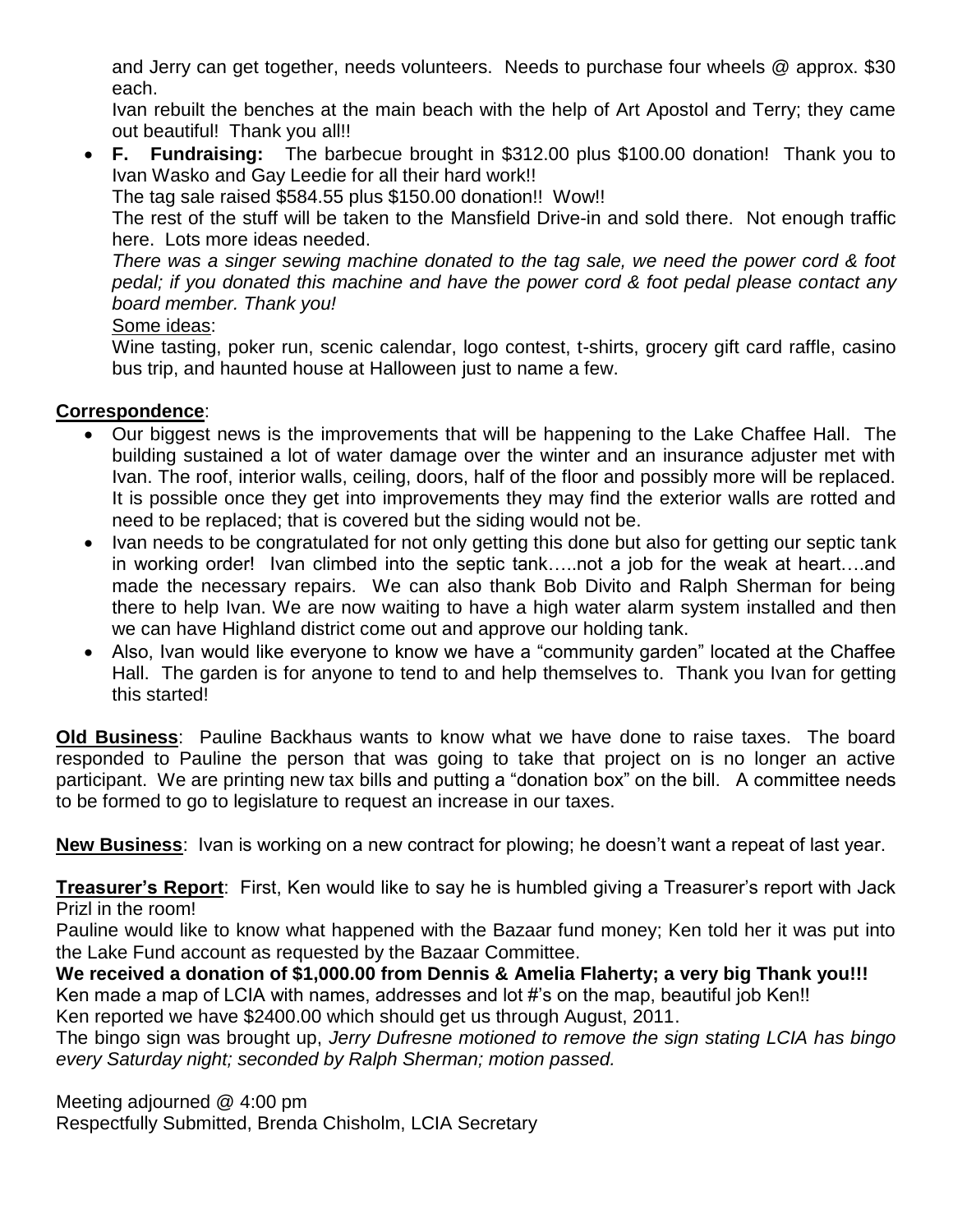and Jerry can get together, needs volunteers. Needs to purchase four wheels @ approx. $30 each.

Ivan rebuilt the benches at the main beach with the help of Art Apostol and Terry; they came out beautiful! Thank you all!!

- **F. Fundraising:** The barbecue brought in $312.00 plus $100.00 donation! Thank you to Ivan Wasko and Gay Leedie for all their hard work!!

  The tag sale raised $584.55 plus $150.00 donation!! Wow!!

  The rest of the stuff will be taken to the Mansfield Drive-in and sold there. Not enough traffic here. Lots more ideas needed.

  *There was a singer sewing machine donated to the tag sale, we need the power cord & foot pedal; if you donated this machine and have the power cord & foot pedal please contact any board member. Thank you!*

  Some ideas:

  Wine tasting, poker run, scenic calendar, logo contest, t-shirts, grocery gift card raffle, casino bus trip, and haunted house at Halloween just to name a few.

**Correspondence**:

- Our biggest news is the improvements that will be happening to the Lake Chaffee Hall. The building sustained a lot of water damage over the winter and an insurance adjuster met with Ivan. The roof, interior walls, ceiling, doors, half of the floor and possibly more will be replaced. It is possible once they get into improvements they may find the exterior walls are rotted and need to be replaced; that is covered but the siding would not be.
- Ivan needs to be congratulated for not only getting this done but also for getting our septic tank in working order! Ivan climbed into the septic tank…..not a job for the weak at heart….and made the necessary repairs. We can also thank Bob Divito and Ralph Sherman for being there to help Ivan. We are now waiting to have a high water alarm system installed and then we can have Highland district come out and approve our holding tank.
- Also, Ivan would like everyone to know we have a "community garden" located at the Chaffee Hall. The garden is for anyone to tend to and help themselves to. Thank you Ivan for getting this started!

**Old Business**: Pauline Backhaus wants to know what we have done to raise taxes. The board responded to Pauline the person that was going to take that project on is no longer an active participant. We are printing new tax bills and putting a "donation box" on the bill. A committee needs to be formed to go to legislature to request an increase in our taxes.

**New Business**: Ivan is working on a new contract for plowing; he doesn't want a repeat of last year.

**Treasurer's Report**: First, Ken would like to say he is humbled giving a Treasurer's report with Jack Prizl in the room!

Pauline would like to know what happened with the Bazaar fund money; Ken told her it was put into the Lake Fund account as requested by the Bazaar Committee.

**We received a donation of $1,000.00 from Dennis & Amelia Flaherty; a very big Thank you!!!**

Ken made a map of LCIA with names, addresses and lot #'s on the map, beautiful job Ken!!

Ken reported we have $2400.00 which should get us through August, 2011.

The bingo sign was brought up, *Jerry Dufresne motioned to remove the sign stating LCIA has bingo every Saturday night; seconded by Ralph Sherman; motion passed.*

Meeting adjourned @ 4:00 pm

Respectfully Submitted, Brenda Chisholm, LCIA Secretary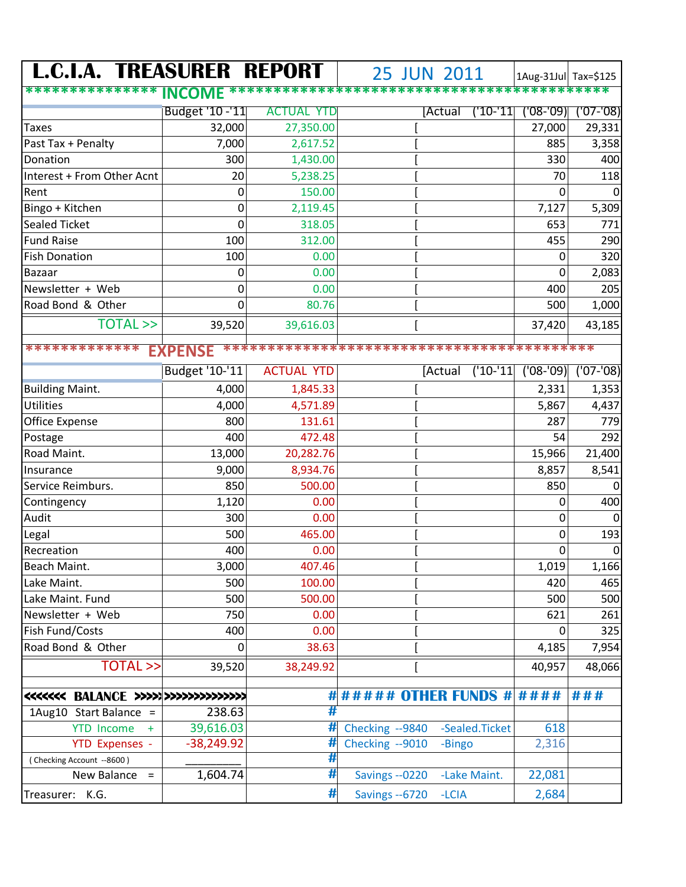# L.C.I.A. TREASURER REPORT

25 JUN 2011 | 1Aug-31Jul | Tax=$125

*************** INCOME *********************************************

| | Budget '10 -'11 | ACTUAL YTD | [Actual ('10-'11 | ('08-'09) | ('07-'08) |
|---|---|---|---|---|---|
| Taxes | 32,000 | 27,350.00 | [ | 27,000 | 29,331 |
| Past Tax + Penalty | 7,000 | 2,617.52 | [ | 885 | 3,358 |
| Donation | 300 | 1,430.00 | [ | 330 | 400 |
| Interest + From Other Acnt | 20 | 5,238.25 | [ | 70 | 118 |
| Rent | 0 | 150.00 | [ | 0 | 0 |
| Bingo + Kitchen | 0 | 2,119.45 | [ | 7,127 | 5,309 |
| Sealed Ticket | 0 | 318.05 | [ | 653 | 771 |
| Fund Raise | 100 | 312.00 | [ | 455 | 290 |
| Fish Donation | 100 | 0.00 | [ | 0 | 320 |
| Bazaar | 0 | 0.00 | [ | 0 | 2,083 |
| Newsletter + Web | 0 | 0.00 | [ | 400 | 205 |
| Road Bond & Other | 0 | 80.76 | [ | 500 | 1,000 |
| TOTAL >> | 39,520 | 39,616.03 | [ | 37,420 | 43,185 |

************* EXPENSE ******************************************

| | Budget '10-'11 | ACTUAL YTD | [Actual ('10-'11 | ('08-'09) | ('07-'08) |
|---|---|---|---|---|---|
| Building Maint. | 4,000 | 1,845.33 | [ | 2,331 | 1,353 |
| Utilities | 4,000 | 4,571.89 | [ | 5,867 | 4,437 |
| Office Expense | 800 | 131.61 | [ | 287 | 779 |
| Postage | 400 | 472.48 | [ | 54 | 292 |
| Road Maint. | 13,000 | 20,282.76 | [ | 15,966 | 21,400 |
| Insurance | 9,000 | 8,934.76 | [ | 8,857 | 8,541 |
| Service Reimburs. | 850 | 500.00 | [ | 850 | 0 |
| Contingency | 1,120 | 0.00 | [ | 0 | 400 |
| Audit | 300 | 0.00 | [ | 0 | 0 |
| Legal | 500 | 465.00 | [ | 0 | 193 |
| Recreation | 400 | 0.00 | [ | 0 | 0 |
| Beach Maint. | 3,000 | 407.46 | [ | 1,019 | 1,166 |
| Lake Maint. | 500 | 100.00 | [ | 420 | 465 |
| Lake Maint. Fund | 500 | 500.00 | [ | 500 | 500 |
| Newsletter + Web | 750 | 0.00 | [ | 621 | 261 |
| Fish Fund/Costs | 400 | 0.00 | [ | 0 | 325 |
| Road Bond & Other | 0 | 38.63 | [ | 4,185 | 7,954 |
| TOTAL >> | 39,520 | 38,249.92 | [ | 40,957 | 48,066 |

| <<<<<<< BALANCE >>>>>>>>>>>>>>>>>>> | | | ###### OTHER FUNDS ##### | ### |
|---|---|---|---|---|
| 1Aug10 Start Balance = | 238.63 | # | | |
| YTD Income + | 39,616.03 | # Checking --9840 -Sealed.Ticket | 618 | |
| YTD Expenses - | -38,249.92 | # Checking --9010 -Bingo | 2,316 | |
| ( Checking Account --8600 ) | ________ | # | | |
| New Balance = | 1,604.74 | # Savings --0220 -Lake Maint. | 22,081 | |
| Treasurer: K.G. | | # Savings --6720 -LCIA | 2,684 | |